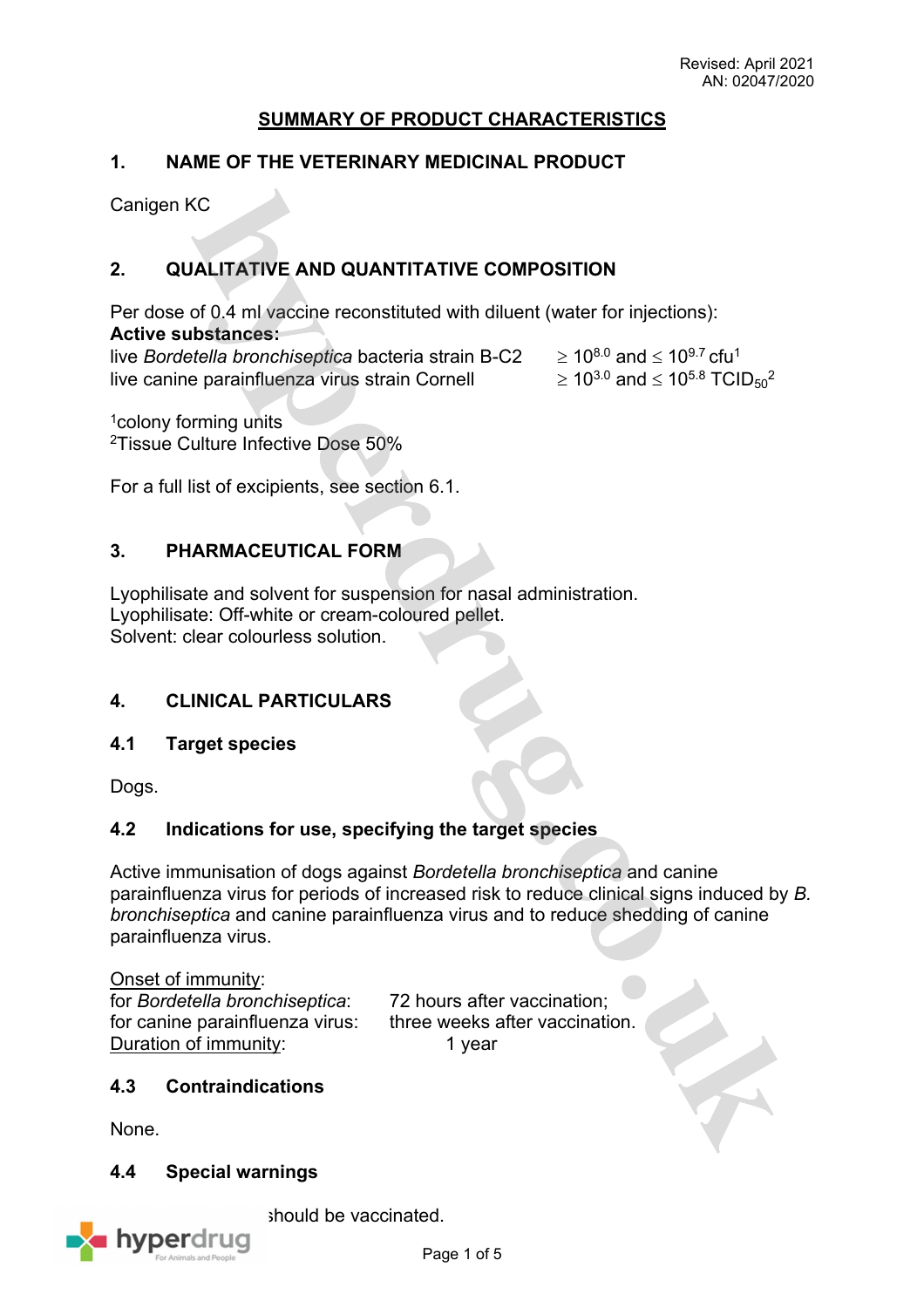Revised: April 2021
AN: 02047/2020

# SUMMARY OF PRODUCT CHARACTERISTICS

## 1. NAME OF THE VETERINARY MEDICINAL PRODUCT

Canigen KC

## 2. QUALITATIVE AND QUANTITATIVE COMPOSITION

Per dose of 0.4 ml vaccine reconstituted with diluent (water for injections):
**Active substances:**

| | |
|---|---|
| live *Bordetella bronchiseptica* bacteria strain B-C2 | $\geq 10^{8.0}$ and $\leq 10^{9.7}$ cfu[1] |
| live canine parainfluenza virus strain Cornell | $\geq 10^{3.0}$ and $\leq 10^{5.8}$ $TCID_{50}$[2] |

[1]colony forming units
[2]Tissue Culture Infective Dose 50%

For a full list of excipients, see section 6.1.

## 3. PHARMACEUTICAL FORM

Lyophilisate and solvent for suspension for nasal administration.
Lyophilisate: Off-white or cream-coloured pellet.
Solvent: clear colourless solution.

## 4. CLINICAL PARTICULARS

### 4.1 Target species

Dogs.

### 4.2 Indications for use, specifying the target species

Active immunisation of dogs against *Bordetella bronchiseptica* and canine parainfluenza virus for periods of increased risk to reduce clinical signs induced by *B. bronchiseptica* and canine parainfluenza virus and to reduce shedding of canine parainfluenza virus.

Onset of immunity:
for *Bordetella bronchiseptica*: 72 hours after vaccination;
for canine parainfluenza virus: three weeks after vaccination.
Duration of immunity: 1 year

### 4.3 Contraindications

None.

### 4.4 Special warnings

should be vaccinated.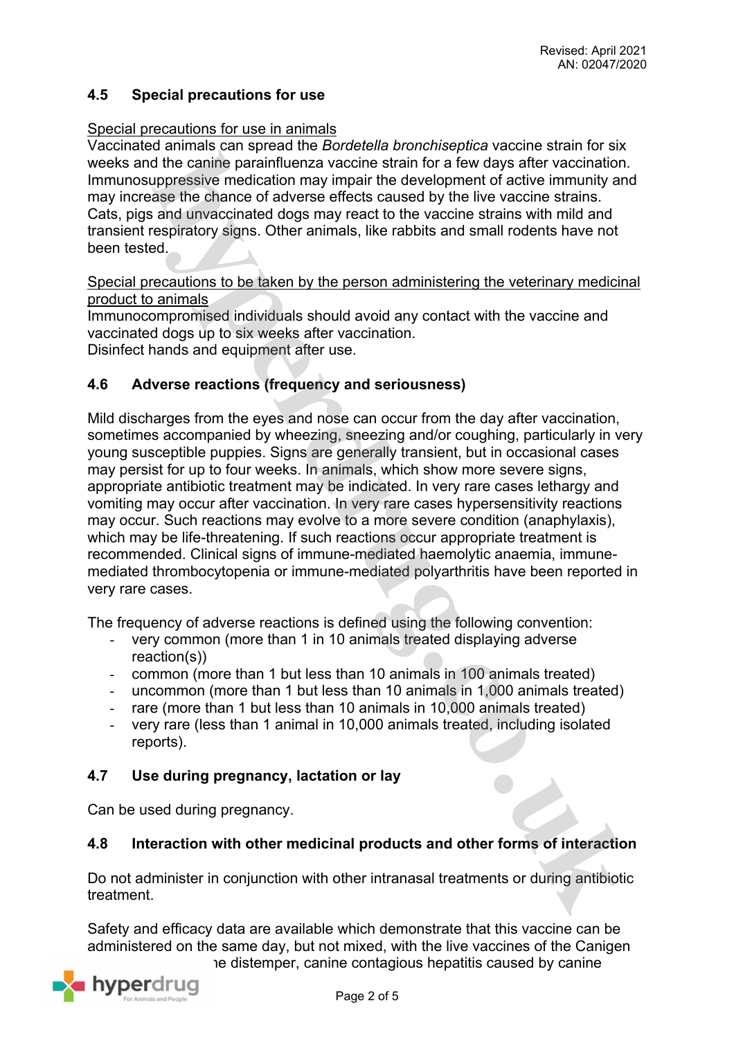## 4.5 Special precautions for use

Special precautions for use in animals

Vaccinated animals can spread the *Bordetella bronchiseptica* vaccine strain for six weeks and the canine parainfluenza vaccine strain for a few days after vaccination. Immunosuppressive medication may impair the development of active immunity and may increase the chance of adverse effects caused by the live vaccine strains. Cats, pigs and unvaccinated dogs may react to the vaccine strains with mild and transient respiratory signs. Other animals, like rabbits and small rodents have not been tested.

Special precautions to be taken by the person administering the veterinary medicinal product to animals

Immunocompromised individuals should avoid any contact with the vaccine and vaccinated dogs up to six weeks after vaccination.
Disinfect hands and equipment after use.

## 4.6 Adverse reactions (frequency and seriousness)

Mild discharges from the eyes and nose can occur from the day after vaccination, sometimes accompanied by wheezing, sneezing and/or coughing, particularly in very young susceptible puppies. Signs are generally transient, but in occasional cases may persist for up to four weeks. In animals, which show more severe signs, appropriate antibiotic treatment may be indicated. In very rare cases lethargy and vomiting may occur after vaccination. In very rare cases hypersensitivity reactions may occur. Such reactions may evolve to a more severe condition (anaphylaxis), which may be life-threatening. If such reactions occur appropriate treatment is recommended. Clinical signs of immune-mediated haemolytic anaemia, immune-mediated thrombocytopenia or immune-mediated polyarthritis have been reported in very rare cases.

The frequency of adverse reactions is defined using the following convention:

- very common (more than 1 in 10 animals treated displaying adverse reaction(s))
- common (more than 1 but less than 10 animals in 100 animals treated)
- uncommon (more than 1 but less than 10 animals in 1,000 animals treated)
- rare (more than 1 but less than 10 animals in 10,000 animals treated)
- very rare (less than 1 animal in 10,000 animals treated, including isolated reports).

## 4.7 Use during pregnancy, lactation or lay

Can be used during pregnancy.

## 4.8 Interaction with other medicinal products and other forms of interaction

Do not administer in conjunction with other intranasal treatments or during antibiotic treatment.

Safety and efficacy data are available which demonstrate that this vaccine can be administered on the same day, but not mixed, with the live vaccines of the Canigen ... ne distemper, canine contagious hepatitis caused by canine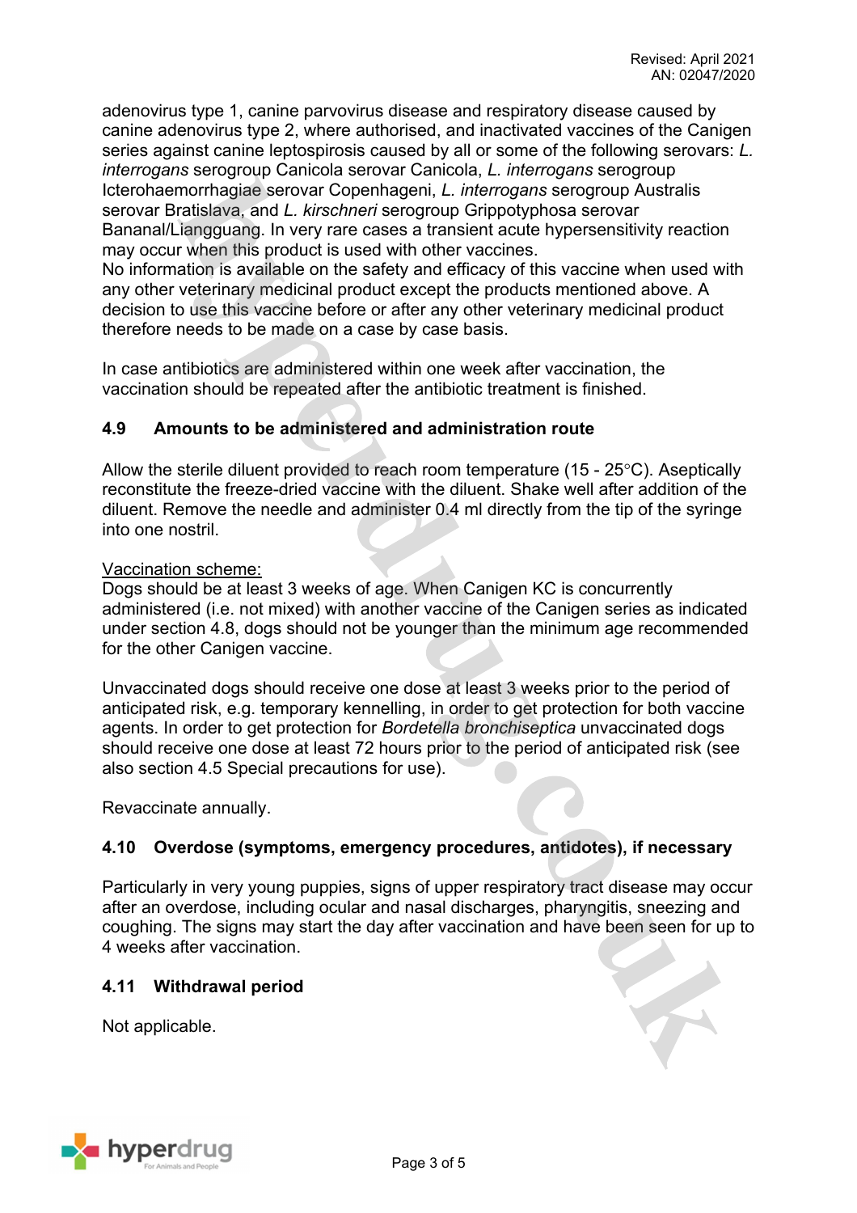adenovirus type 1, canine parvovirus disease and respiratory disease caused by canine adenovirus type 2, where authorised, and inactivated vaccines of the Canigen series against canine leptospirosis caused by all or some of the following serovars: *L. interrogans* serogroup Canicola serovar Canicola, *L. interrogans* serogroup Icterohaemorrhagiae serovar Copenhageni, *L. interrogans* serogroup Australis serovar Bratislava, and *L. kirschneri* serogroup Grippotyphosa serovar Bananal/Liangguang. In very rare cases a transient acute hypersensitivity reaction may occur when this product is used with other vaccines.
No information is available on the safety and efficacy of this vaccine when used with any other veterinary medicinal product except the products mentioned above. A decision to use this vaccine before or after any other veterinary medicinal product therefore needs to be made on a case by case basis.

In case antibiotics are administered within one week after vaccination, the vaccination should be repeated after the antibiotic treatment is finished.

## 4.9 Amounts to be administered and administration route

Allow the sterile diluent provided to reach room temperature (15 - 25°C). Aseptically reconstitute the freeze-dried vaccine with the diluent. Shake well after addition of the diluent. Remove the needle and administer 0.4 ml directly from the tip of the syringe into one nostril.

<u>Vaccination scheme:</u>
Dogs should be at least 3 weeks of age. When Canigen KC is concurrently administered (i.e. not mixed) with another vaccine of the Canigen series as indicated under section 4.8, dogs should not be younger than the minimum age recommended for the other Canigen vaccine.

Unvaccinated dogs should receive one dose at least 3 weeks prior to the period of anticipated risk, e.g. temporary kennelling, in order to get protection for both vaccine agents. In order to get protection for *Bordetella bronchiseptica* unvaccinated dogs should receive one dose at least 72 hours prior to the period of anticipated risk (see also section 4.5 Special precautions for use).

Revaccinate annually.

## 4.10 Overdose (symptoms, emergency procedures, antidotes), if necessary

Particularly in very young puppies, signs of upper respiratory tract disease may occur after an overdose, including ocular and nasal discharges, pharyngitis, sneezing and coughing. The signs may start the day after vaccination and have been seen for up to 4 weeks after vaccination.

## 4.11 Withdrawal period

Not applicable.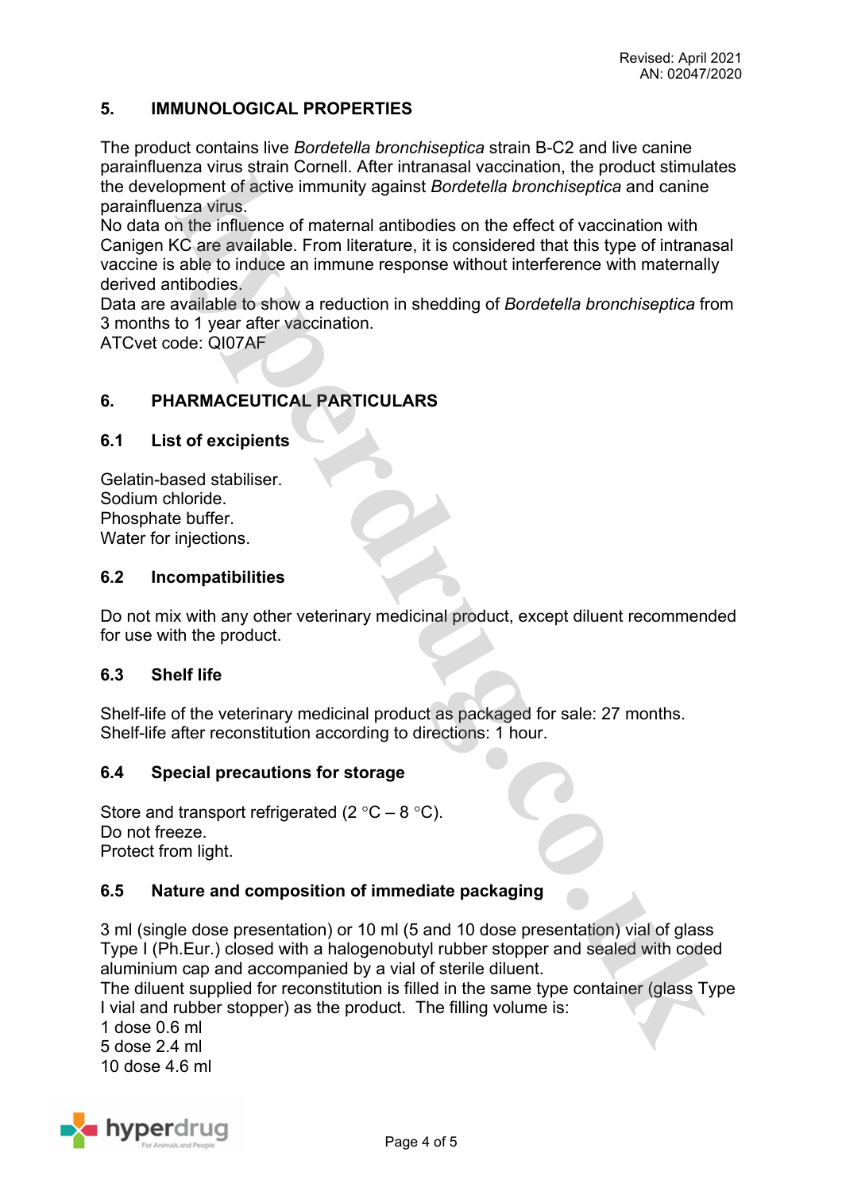## 5. IMMUNOLOGICAL PROPERTIES

The product contains live *Bordetella bronchiseptica* strain B-C2 and live canine parainfluenza virus strain Cornell. After intranasal vaccination, the product stimulates the development of active immunity against *Bordetella bronchiseptica* and canine parainfluenza virus.
No data on the influence of maternal antibodies on the effect of vaccination with Canigen KC are available. From literature, it is considered that this type of intranasal vaccine is able to induce an immune response without interference with maternally derived antibodies.
Data are available to show a reduction in shedding of *Bordetella bronchiseptica* from 3 months to 1 year after vaccination.
ATCvet code: QI07AF

## 6. PHARMACEUTICAL PARTICULARS

### 6.1 List of excipients

Gelatin-based stabiliser.
Sodium chloride.
Phosphate buffer.
Water for injections.

### 6.2 Incompatibilities

Do not mix with any other veterinary medicinal product, except diluent recommended for use with the product.

### 6.3 Shelf life

Shelf-life of the veterinary medicinal product as packaged for sale: 27 months.
Shelf-life after reconstitution according to directions: 1 hour.

### 6.4 Special precautions for storage

Store and transport refrigerated (2 °C – 8 °C).
Do not freeze.
Protect from light.

### 6.5 Nature and composition of immediate packaging

3 ml (single dose presentation) or 10 ml (5 and 10 dose presentation) vial of glass Type I (Ph.Eur.) closed with a halogenobutyl rubber stopper and sealed with coded aluminium cap and accompanied by a vial of sterile diluent.
The diluent supplied for reconstitution is filled in the same type container (glass Type I vial and rubber stopper) as the product. The filling volume is:
1 dose 0.6 ml
5 dose 2.4 ml
10 dose 4.6 ml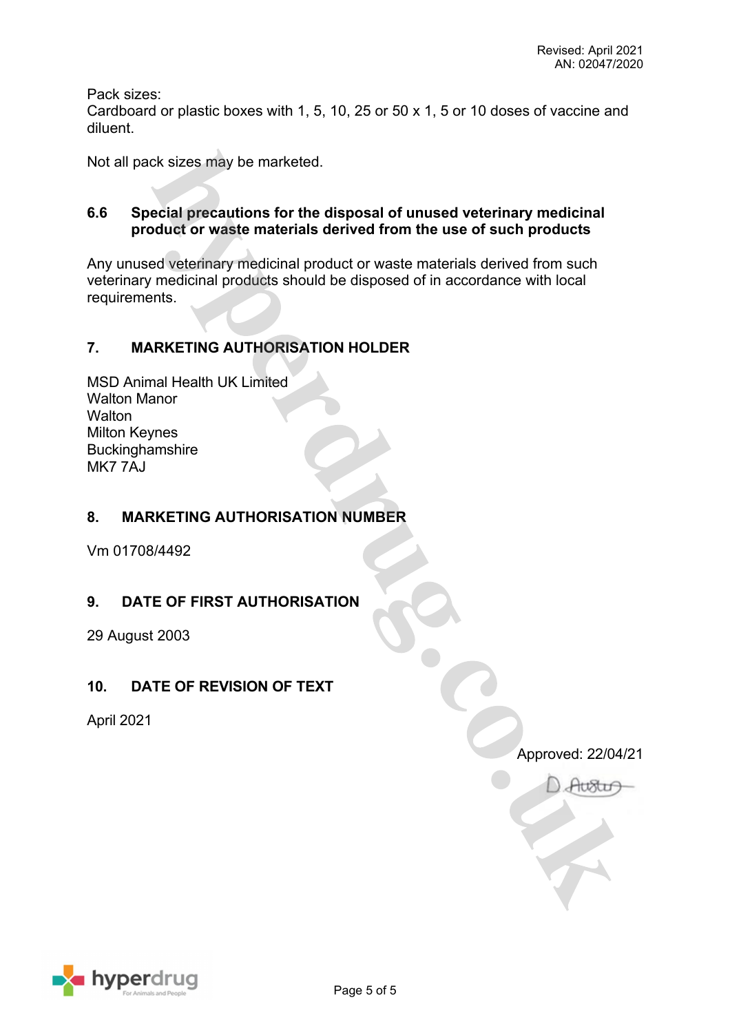Pack sizes:
Cardboard or plastic boxes with 1, 5, 10, 25 or 50 x 1, 5 or 10 doses of vaccine and diluent.

Not all pack sizes may be marketed.

### 6.6 Special precautions for the disposal of unused veterinary medicinal product or waste materials derived from the use of such products

Any unused veterinary medicinal product or waste materials derived from such veterinary medicinal products should be disposed of in accordance with local requirements.

## 7. MARKETING AUTHORISATION HOLDER

MSD Animal Health UK Limited
Walton Manor
Walton
Milton Keynes
Buckinghamshire
MK7 7AJ

## 8. MARKETING AUTHORISATION NUMBER

Vm 01708/4492

## 9. DATE OF FIRST AUTHORISATION

29 August 2003

## 10. DATE OF REVISION OF TEXT

April 2021

Approved: 22/04/21

D. Austin